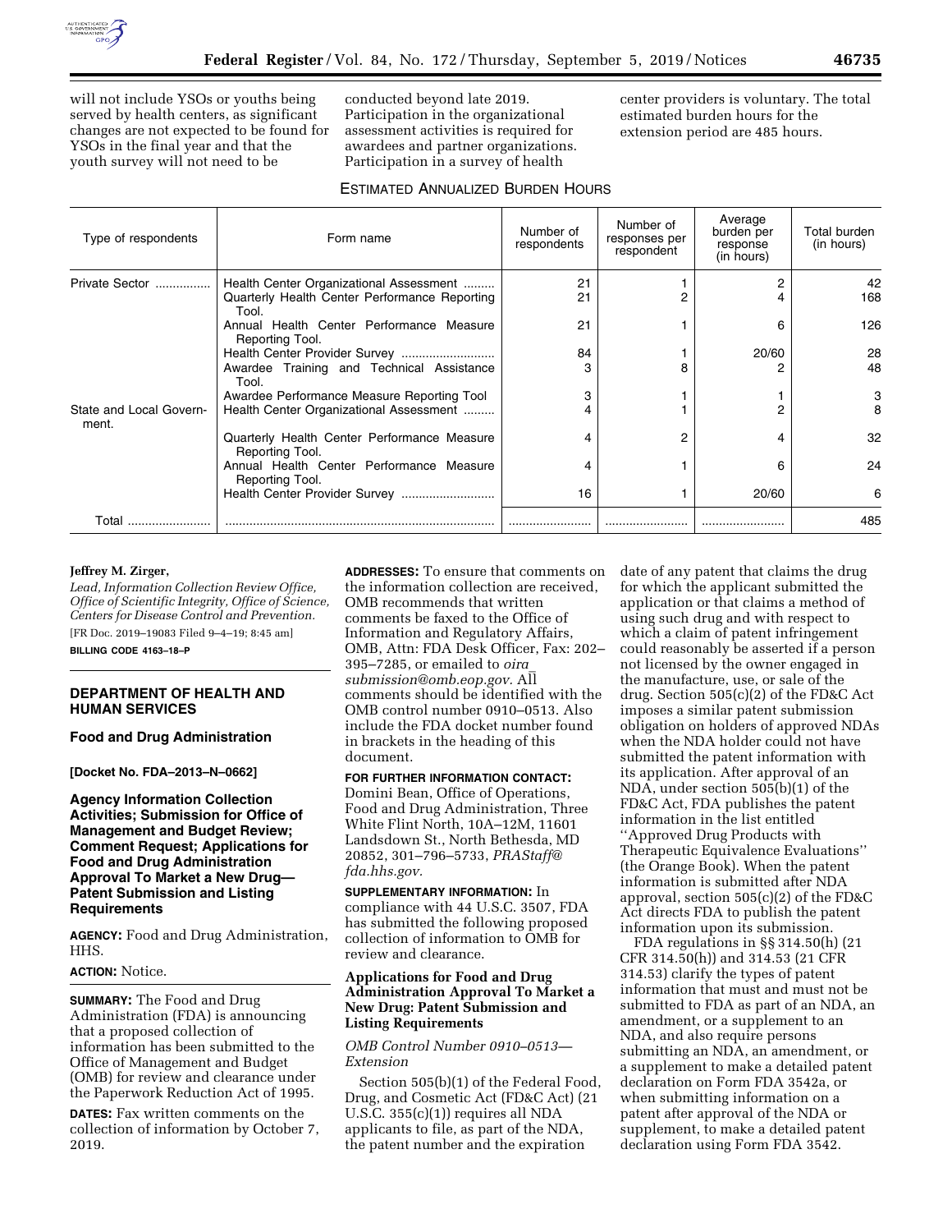will not include YSOs or youths being served by health centers, as significant changes are not expected to be found for YSOs in the final year and that the youth survey will not need to be conducted beyond late 2019. Participation in the organizational assessment activities is required for awardees and partner organizations. Participation in a survey of health center providers is voluntary. The total estimated burden hours for the extension period are 485 hours.

ESTIMATED ANNUALIZED BURDEN HOURS

| Type of respondents | Form name | Number of respondents | Number of responses per respondent | Average burden per response (in hours) | Total burden (in hours) |
|---|---|---|---|---|---|
| Private Sector | Health Center Organizational Assessment | 21 | 1 | 2 | 42 |
| | Quarterly Health Center Performance Reporting Tool. | 21 | 2 | 4 | 168 |
| | Annual Health Center Performance Measure Reporting Tool. | 21 | 1 | 6 | 126 |
| | Health Center Provider Survey | 84 | 1 | 20/60 | 28 |
| | Awardee Training and Technical Assistance Tool. | 3 | 8 | 2 | 48 |
| | Awardee Performance Measure Reporting Tool | 3 | 1 | 1 | 3 |
| State and Local Government. | Health Center Organizational Assessment | 4 | 1 | 2 | 8 |
| | Quarterly Health Center Performance Measure Reporting Tool. | 4 | 2 | 4 | 32 |
| | Annual Health Center Performance Measure Reporting Tool. | 4 | 1 | 6 | 24 |
| | Health Center Provider Survey | 16 | 1 | 20/60 | 6 |
| Total | | | | | 485 |

**Jeffrey M. Zirger,**

*Lead, Information Collection Review Office, Office of Scientific Integrity, Office of Science, Centers for Disease Control and Prevention.*

[FR Doc. 2019–19083 Filed 9–4–19; 8:45 am]

**BILLING CODE 4163–18–P**

## DEPARTMENT OF HEALTH AND HUMAN SERVICES

### Food and Drug Administration

**[Docket No. FDA–2013–N–0662]**

### Agency Information Collection Activities; Submission for Office of Management and Budget Review; Comment Request; Applications for Food and Drug Administration Approval To Market a New Drug—Patent Submission and Listing Requirements

**AGENCY:** Food and Drug Administration, HHS.

**ACTION:** Notice.

**SUMMARY:** The Food and Drug Administration (FDA) is announcing that a proposed collection of information has been submitted to the Office of Management and Budget (OMB) for review and clearance under the Paperwork Reduction Act of 1995.

**DATES:** Fax written comments on the collection of information by October 7, 2019.

**ADDRESSES:** To ensure that comments on the information collection are received, OMB recommends that written comments be faxed to the Office of Information and Regulatory Affairs, OMB, Attn: FDA Desk Officer, Fax: 202–395–7285, or emailed to *oira_submission@omb.eop.gov.* All comments should be identified with the OMB control number 0910–0513. Also include the FDA docket number found in brackets in the heading of this document.

**FOR FURTHER INFORMATION CONTACT:** Domini Bean, Office of Operations, Food and Drug Administration, Three White Flint North, 10A–12M, 11601 Landsdown St., North Bethesda, MD 20852, 301–796–5733, *PRAStaff@fda.hhs.gov.*

**SUPPLEMENTARY INFORMATION:** In compliance with 44 U.S.C. 3507, FDA has submitted the following proposed collection of information to OMB for review and clearance.

#### Applications for Food and Drug Administration Approval To Market a New Drug: Patent Submission and Listing Requirements

*OMB Control Number 0910–0513—Extension*

Section 505(b)(1) of the Federal Food, Drug, and Cosmetic Act (FD&C Act) (21 U.S.C. 355(c)(1)) requires all NDA applicants to file, as part of the NDA, the patent number and the expiration date of any patent that claims the drug for which the applicant submitted the application or that claims a method of using such drug and with respect to which a claim of patent infringement could reasonably be asserted if a person not licensed by the owner engaged in the manufacture, use, or sale of the drug. Section 505(c)(2) of the FD&C Act imposes a similar patent submission obligation on holders of approved NDAs when the NDA holder could not have submitted the patent information with its application. After approval of an NDA, under section 505(b)(1) of the FD&C Act, FDA publishes the patent information in the list entitled ''Approved Drug Products with Therapeutic Equivalence Evaluations'' (the Orange Book). When the patent information is submitted after NDA approval, section 505(c)(2) of the FD&C Act directs FDA to publish the patent information upon its submission.

FDA regulations in §§ 314.50(h) (21 CFR 314.50(h)) and 314.53 (21 CFR 314.53) clarify the types of patent information that must and must not be submitted to FDA as part of an NDA, an amendment, or a supplement to an NDA, and also require persons submitting an NDA, an amendment, or a supplement to make a detailed patent declaration on Form FDA 3542a, or when submitting information on a patent after approval of the NDA or supplement, to make a detailed patent declaration using Form FDA 3542.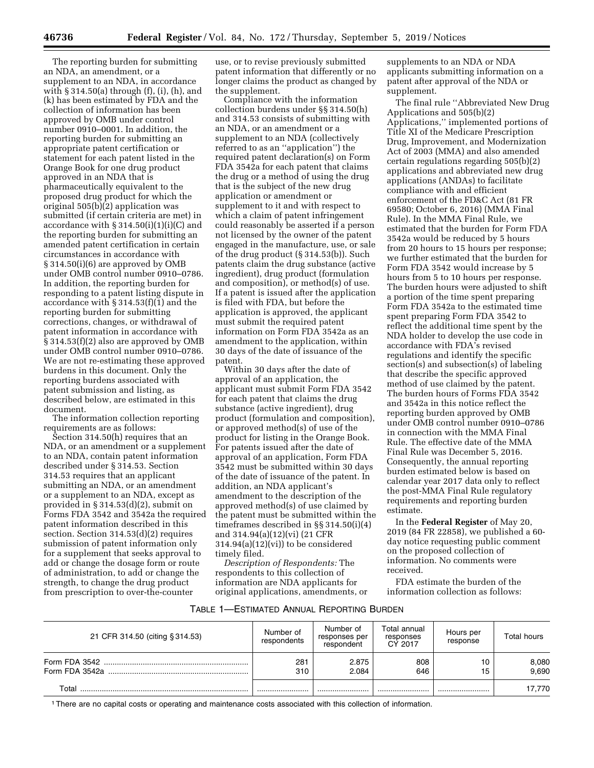The reporting burden for submitting an NDA, an amendment, or a supplement to an NDA, in accordance with § 314.50(a) through (f), (i), (h), and (k) has been estimated by FDA and the collection of information has been approved by OMB under control number 0910–0001. In addition, the reporting burden for submitting an appropriate patent certification or statement for each patent listed in the Orange Book for one drug product approved in an NDA that is pharmaceutically equivalent to the proposed drug product for which the original 505(b)(2) application was submitted (if certain criteria are met) in accordance with § 314.50(i)(1)(i)(C) and the reporting burden for submitting an amended patent certification in certain circumstances in accordance with § 314.50(i)(6) are approved by OMB under OMB control number 0910–0786. In addition, the reporting burden for responding to a patent listing dispute in accordance with § 314.53(f)(1) and the reporting burden for submitting corrections, changes, or withdrawal of patent information in accordance with § 314.53(f)(2) also are approved by OMB under OMB control number 0910–0786. We are not re-estimating these approved burdens in this document. Only the reporting burdens associated with patent submission and listing, as described below, are estimated in this document.

The information collection reporting requirements are as follows:

Section 314.50(h) requires that an NDA, or an amendment or a supplement to an NDA, contain patent information described under § 314.53. Section 314.53 requires that an applicant submitting an NDA, or an amendment or a supplement to an NDA, except as provided in § 314.53(d)(2), submit on Forms FDA 3542 and 3542a the required patent information described in this section. Section 314.53(d)(2) requires submission of patent information only for a supplement that seeks approval to add or change the dosage form or route of administration, to add or change the strength, to change the drug product from prescription to over-the-counter use, or to revise previously submitted patent information that differently or no longer claims the product as changed by the supplement.

Compliance with the information collection burdens under §§ 314.50(h) and 314.53 consists of submitting with an NDA, or an amendment or a supplement to an NDA (collectively referred to as an ''application'') the required patent declaration(s) on Form FDA 3542a for each patent that claims the drug or a method of using the drug that is the subject of the new drug application or amendment or supplement to it and with respect to which a claim of patent infringement could reasonably be asserted if a person not licensed by the owner of the patent engaged in the manufacture, use, or sale of the drug product (§ 314.53(b)). Such patents claim the drug substance (active ingredient), drug product (formulation and composition), or method(s) of use. If a patent is issued after the application is filed with FDA, but before the application is approved, the applicant must submit the required patent information on Form FDA 3542a as an amendment to the application, within 30 days of the date of issuance of the patent.

Within 30 days after the date of approval of an application, the applicant must submit Form FDA 3542 for each patent that claims the drug substance (active ingredient), drug product (formulation and composition), or approved method(s) of use of the product for listing in the Orange Book. For patents issued after the date of approval of an application, Form FDA 3542 must be submitted within 30 days of the date of issuance of the patent. In addition, an NDA applicant's amendment to the description of the approved method(s) of use claimed by the patent must be submitted within the timeframes described in §§ 314.50(i)(4) and 314.94(a)(12)(vi) (21 CFR 314.94(a)(12)(vi)) to be considered timely filed.

*Description of Respondents:* The respondents to this collection of information are NDA applicants for original applications, amendments, or supplements to an NDA or NDA applicants submitting information on a patent after approval of the NDA or supplement.

The final rule ''Abbreviated New Drug Applications and 505(b)(2) Applications,'' implemented portions of Title XI of the Medicare Prescription Drug, Improvement, and Modernization Act of 2003 (MMA) and also amended certain regulations regarding 505(b)(2) applications and abbreviated new drug applications (ANDAs) to facilitate compliance with and efficient enforcement of the FD&C Act (81 FR 69580; October 6, 2016) (MMA Final Rule). In the MMA Final Rule, we estimated that the burden for Form FDA 3542a would be reduced by 5 hours from 20 hours to 15 hours per response; we further estimated that the burden for Form FDA 3542 would increase by 5 hours from 5 to 10 hours per response. The burden hours were adjusted to shift a portion of the time spent preparing Form FDA 3542a to the estimated time spent preparing Form FDA 3542 to reflect the additional time spent by the NDA holder to develop the use code in accordance with FDA's revised regulations and identify the specific section(s) and subsection(s) of labeling that describe the specific approved method of use claimed by the patent. The burden hours of Forms FDA 3542 and 3542a in this notice reflect the reporting burden approved by OMB under OMB control number 0910–0786 in connection with the MMA Final Rule. The effective date of the MMA Final Rule was December 5, 2016. Consequently, the annual reporting burden estimated below is based on calendar year 2017 data only to reflect the post-MMA Final Rule regulatory requirements and reporting burden estimate.

In the **Federal Register** of May 20, 2019 (84 FR 22858), we published a 60-day notice requesting public comment on the proposed collection of information. No comments were received.

FDA estimate the burden of the information collection as follows:

TABLE 1—ESTIMATED ANNUAL REPORTING BURDEN

| 21 CFR 314.50 (citing § 314.53) | Number of respondents | Number of responses per respondent | Total annual responses CY 2017 | Hours per response | Total hours |
|---|---|---|---|---|---|
| Form FDA 3542 | 281 | 2.875 | 808 | 10 | 8,080 |
| Form FDA 3542a | 310 | 2.084 | 646 | 15 | 9,690 |
| Total | | | | | 17,770 |

[1] There are no capital costs or operating and maintenance costs associated with this collection of information.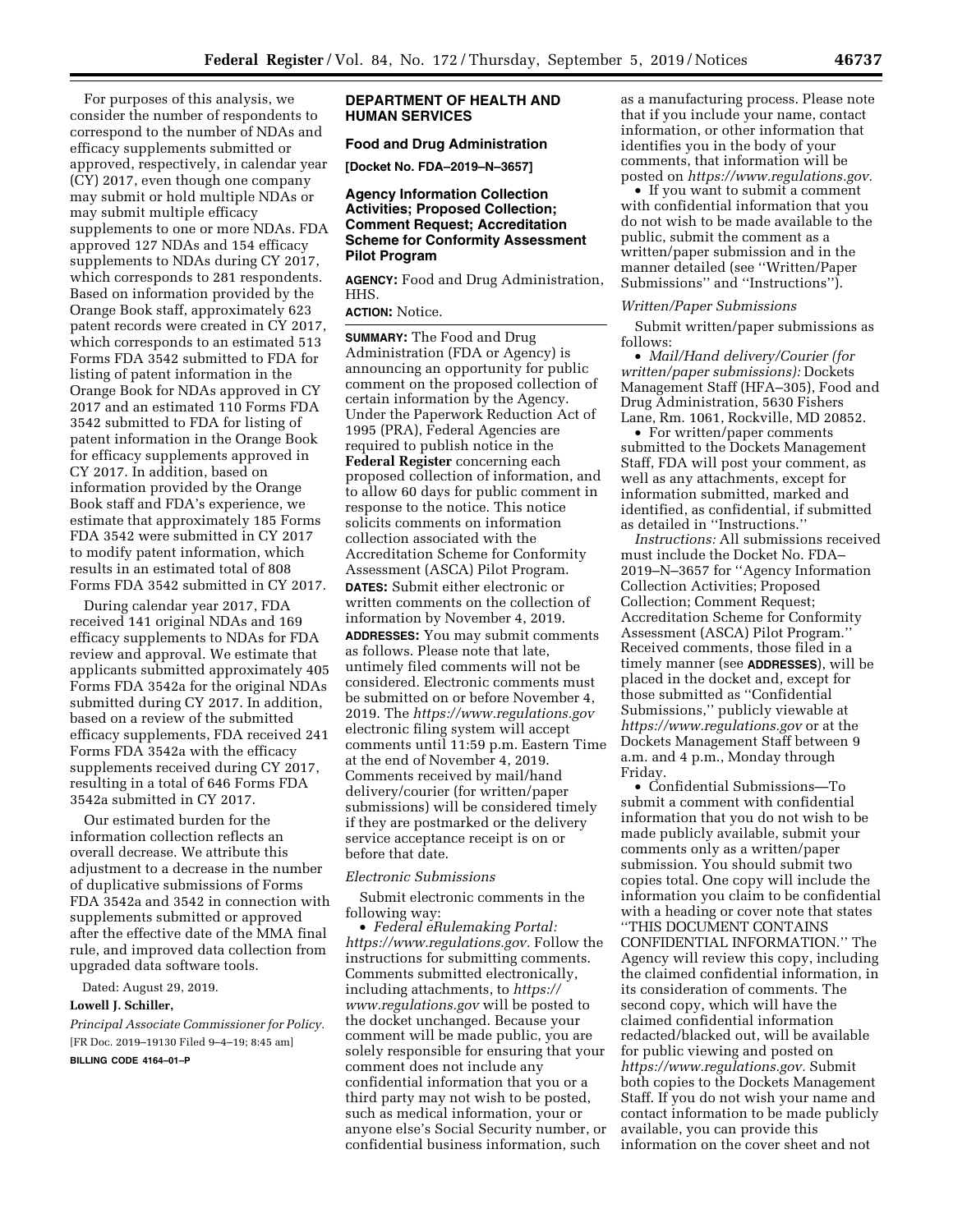For purposes of this analysis, we consider the number of respondents to correspond to the number of NDAs and efficacy supplements submitted or approved, respectively, in calendar year (CY) 2017, even though one company may submit or hold multiple NDAs or may submit multiple efficacy supplements to one or more NDAs. FDA approved 127 NDAs and 154 efficacy supplements to NDAs during CY 2017, which corresponds to 281 respondents. Based on information provided by the Orange Book staff, approximately 623 patent records were created in CY 2017, which corresponds to an estimated 513 Forms FDA 3542 submitted to FDA for listing of patent information in the Orange Book for NDAs approved in CY 2017 and an estimated 110 Forms FDA 3542 submitted to FDA for listing of patent information in the Orange Book for efficacy supplements approved in CY 2017. In addition, based on information provided by the Orange Book staff and FDA's experience, we estimate that approximately 185 Forms FDA 3542 were submitted in CY 2017 to modify patent information, which results in an estimated total of 808 Forms FDA 3542 submitted in CY 2017.

During calendar year 2017, FDA received 141 original NDAs and 169 efficacy supplements to NDAs for FDA review and approval. We estimate that applicants submitted approximately 405 Forms FDA 3542a for the original NDAs submitted during CY 2017. In addition, based on a review of the submitted efficacy supplements, FDA received 241 Forms FDA 3542a with the efficacy supplements received during CY 2017, resulting in a total of 646 Forms FDA 3542a submitted in CY 2017.

Our estimated burden for the information collection reflects an overall decrease. We attribute this adjustment to a decrease in the number of duplicative submissions of Forms FDA 3542a and 3542 in connection with supplements submitted or approved after the effective date of the MMA final rule, and improved data collection from upgraded data software tools.

Dated: August 29, 2019.

**Lowell J. Schiller,**

*Principal Associate Commissioner for Policy.*

[FR Doc. 2019–19130 Filed 9–4–19; 8:45 am]

**BILLING CODE 4164–01–P**

---

## DEPARTMENT OF HEALTH AND HUMAN SERVICES

### Food and Drug Administration

**[Docket No. FDA–2019–N–3657]**

### Agency Information Collection Activities; Proposed Collection; Comment Request; Accreditation Scheme for Conformity Assessment Pilot Program

**AGENCY:** Food and Drug Administration, HHS.

**ACTION:** Notice.

**SUMMARY:** The Food and Drug Administration (FDA or Agency) is announcing an opportunity for public comment on the proposed collection of certain information by the Agency. Under the Paperwork Reduction Act of 1995 (PRA), Federal Agencies are required to publish notice in the **Federal Register** concerning each proposed collection of information, and to allow 60 days for public comment in response to the notice. This notice solicits comments on information collection associated with the Accreditation Scheme for Conformity Assessment (ASCA) Pilot Program.

**DATES:** Submit either electronic or written comments on the collection of information by November 4, 2019.

**ADDRESSES:** You may submit comments as follows. Please note that late, untimely filed comments will not be considered. Electronic comments must be submitted on or before November 4, 2019. The *https://www.regulations.gov* electronic filing system will accept comments until 11:59 p.m. Eastern Time at the end of November 4, 2019. Comments received by mail/hand delivery/courier (for written/paper submissions) will be considered timely if they are postmarked or the delivery service acceptance receipt is on or before that date.

*Electronic Submissions*

Submit electronic comments in the following way:

- *Federal eRulemaking Portal: https://www.regulations.gov.* Follow the instructions for submitting comments. Comments submitted electronically, including attachments, to *https://www.regulations.gov* will be posted to the docket unchanged. Because your comment will be made public, you are solely responsible for ensuring that your comment does not include any confidential information that you or a third party may not wish to be posted, such as medical information, your or anyone else's Social Security number, or confidential business information, such as a manufacturing process. Please note that if you include your name, contact information, or other information that identifies you in the body of your comments, that information will be posted on *https://www.regulations.gov.*
- If you want to submit a comment with confidential information that you do not wish to be made available to the public, submit the comment as a written/paper submission and in the manner detailed (see "Written/Paper Submissions" and "Instructions").

*Written/Paper Submissions*

Submit written/paper submissions as follows:

- *Mail/Hand delivery/Courier (for written/paper submissions):* Dockets Management Staff (HFA–305), Food and Drug Administration, 5630 Fishers Lane, Rm. 1061, Rockville, MD 20852.
- For written/paper comments submitted to the Dockets Management Staff, FDA will post your comment, as well as any attachments, except for information submitted, marked and identified, as confidential, if submitted as detailed in "Instructions."

*Instructions:* All submissions received must include the Docket No. FDA–2019–N–3657 for "Agency Information Collection Activities; Proposed Collection; Comment Request; Accreditation Scheme for Conformity Assessment (ASCA) Pilot Program." Received comments, those filed in a timely manner (see **ADDRESSES**), will be placed in the docket and, except for those submitted as "Confidential Submissions," publicly viewable at *https://www.regulations.gov* or at the Dockets Management Staff between 9 a.m. and 4 p.m., Monday through Friday.

- Confidential Submissions—To submit a comment with confidential information that you do not wish to be made publicly available, submit your comments only as a written/paper submission. You should submit two copies total. One copy will include the information you claim to be confidential with a heading or cover note that states "THIS DOCUMENT CONTAINS CONFIDENTIAL INFORMATION." The Agency will review this copy, including the claimed confidential information, in its consideration of comments. The second copy, which will have the claimed confidential information redacted/blacked out, will be available for public viewing and posted on *https://www.regulations.gov.* Submit both copies to the Dockets Management Staff. If you do not wish your name and contact information to be made publicly available, you can provide this information on the cover sheet and not